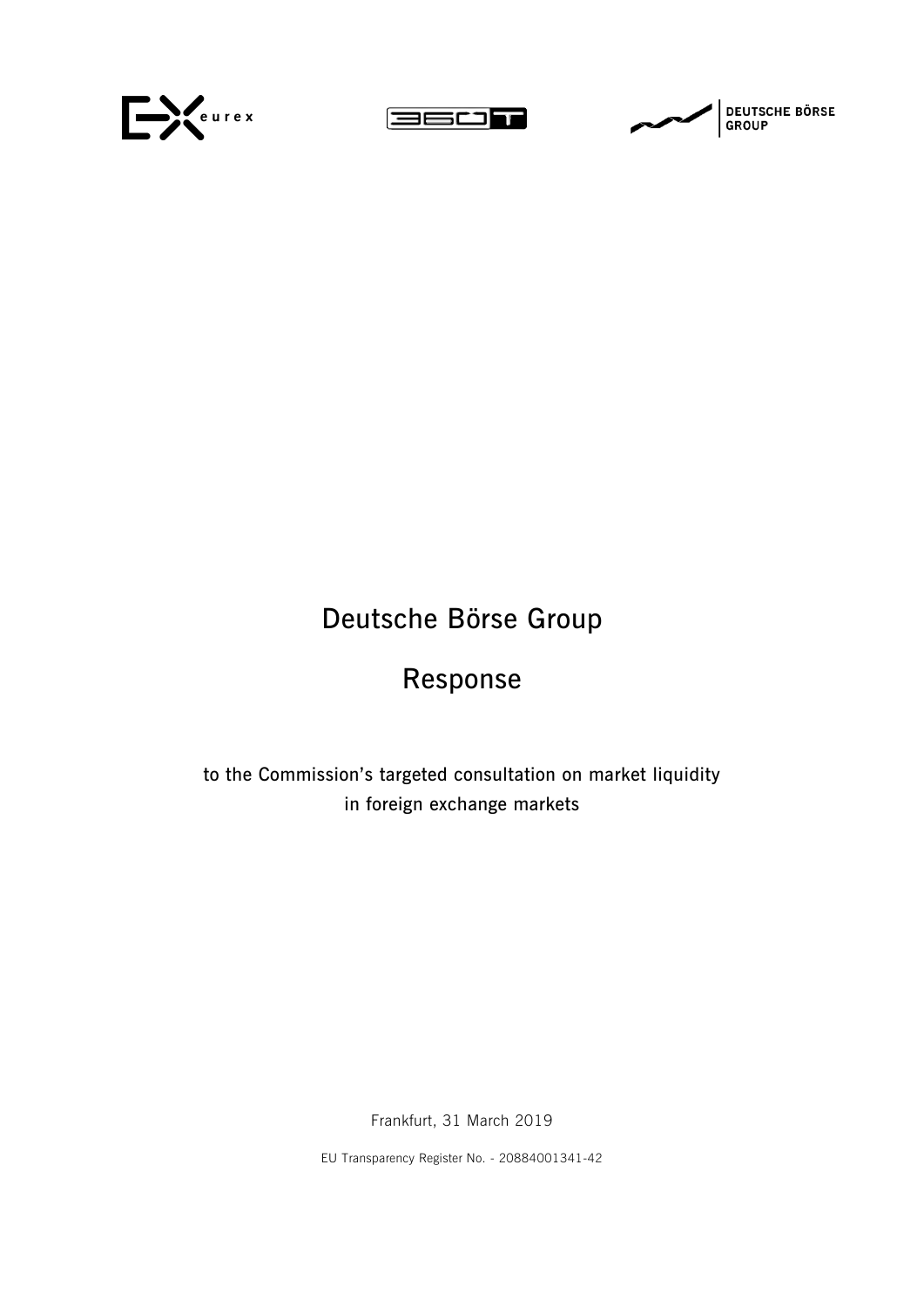# Deutsche Börse Group

# Response

to the Commission's targeted consultation on market liquidity in foreign exchange markets

Frankfurt, 31 March 2019

EU Transparency Register No. - 20884001341-42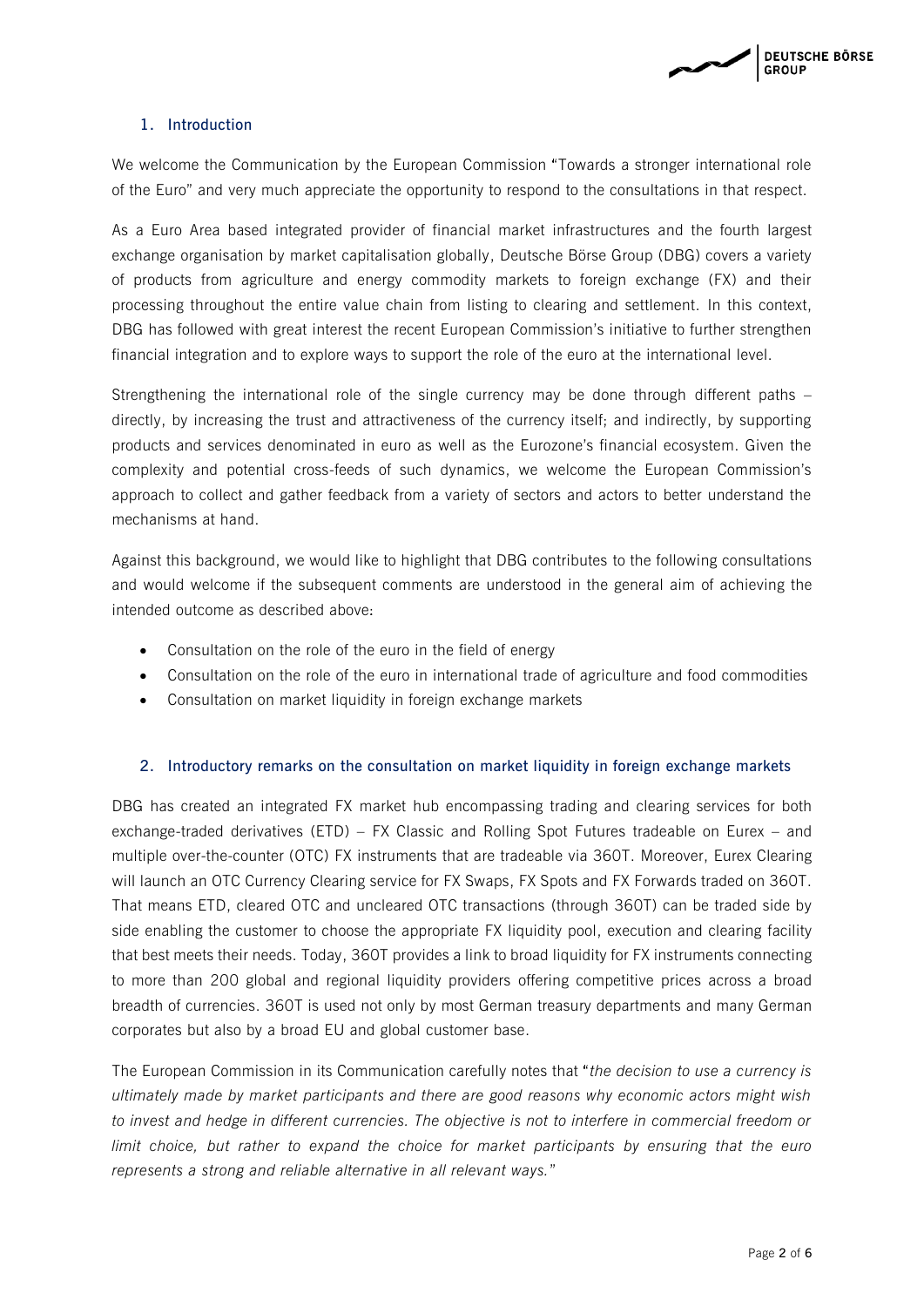## 1. Introduction

We welcome the Communication by the European Commission "Towards a stronger international role of the Euro" and very much appreciate the opportunity to respond to the consultations in that respect.

As a Euro Area based integrated provider of financial market infrastructures and the fourth largest exchange organisation by market capitalisation globally, Deutsche Börse Group (DBG) covers a variety of products from agriculture and energy commodity markets to foreign exchange (FX) and their processing throughout the entire value chain from listing to clearing and settlement. In this context, DBG has followed with great interest the recent European Commission's initiative to further strengthen financial integration and to explore ways to support the role of the euro at the international level.

Strengthening the international role of the single currency may be done through different paths – directly, by increasing the trust and attractiveness of the currency itself; and indirectly, by supporting products and services denominated in euro as well as the Eurozone's financial ecosystem. Given the complexity and potential cross-feeds of such dynamics, we welcome the European Commission's approach to collect and gather feedback from a variety of sectors and actors to better understand the mechanisms at hand.

Against this background, we would like to highlight that DBG contributes to the following consultations and would welcome if the subsequent comments are understood in the general aim of achieving the intended outcome as described above:

- Consultation on the role of the euro in the field of energy
- Consultation on the role of the euro in international trade of agriculture and food commodities
- Consultation on market liquidity in foreign exchange markets

## 2. Introductory remarks on the consultation on market liquidity in foreign exchange markets

DBG has created an integrated FX market hub encompassing trading and clearing services for both exchange-traded derivatives (ETD) – FX Classic and Rolling Spot Futures tradeable on Eurex – and multiple over-the-counter (OTC) FX instruments that are tradeable via 360T. Moreover, Eurex Clearing will launch an OTC Currency Clearing service for FX Swaps, FX Spots and FX Forwards traded on 360T. That means ETD, cleared OTC and uncleared OTC transactions (through 360T) can be traded side by side enabling the customer to choose the appropriate FX liquidity pool, execution and clearing facility that best meets their needs. Today, 360T provides a link to broad liquidity for FX instruments connecting to more than 200 global and regional liquidity providers offering competitive prices across a broad breadth of currencies. 360T is used not only by most German treasury departments and many German corporates but also by a broad EU and global customer base.

The European Commission in its Communication carefully notes that "*the decision to use a currency is ultimately made by market participants and there are good reasons why economic actors might wish to invest and hedge in different currencies. The objective is not to interfere in commercial freedom or limit choice, but rather to expand the choice for market participants by ensuring that the euro represents a strong and reliable alternative in all relevant ways.*"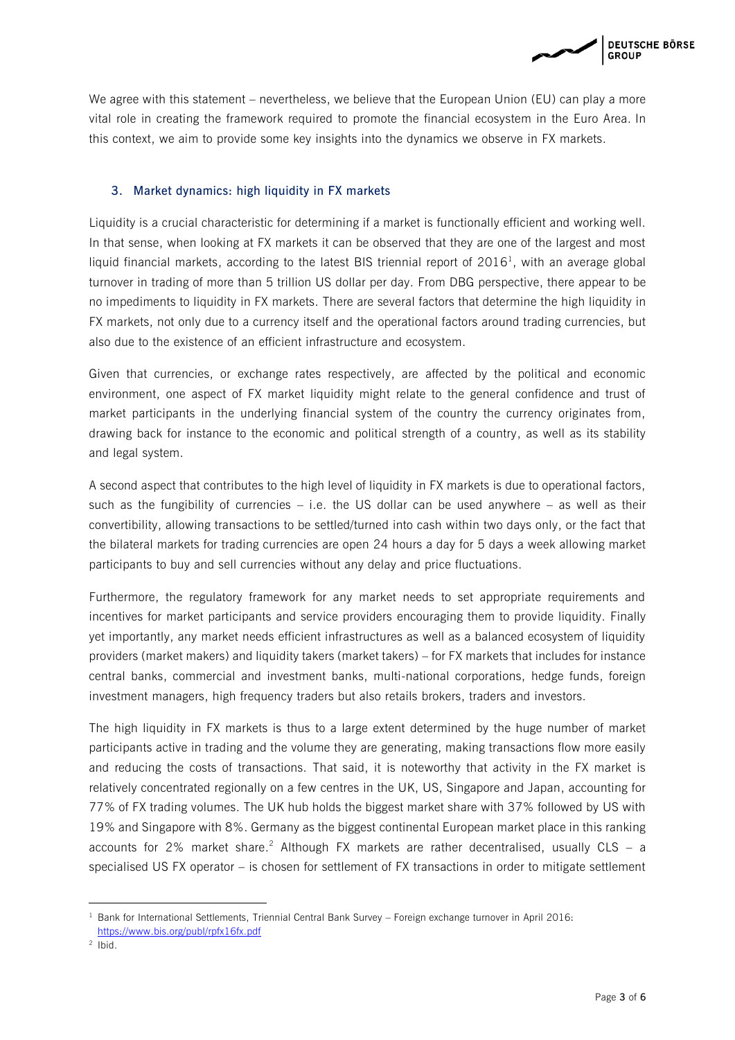We agree with this statement – nevertheless, we believe that the European Union (EU) can play a more vital role in creating the framework required to promote the financial ecosystem in the Euro Area. In this context, we aim to provide some key insights into the dynamics we observe in FX markets.

## 3. Market dynamics: high liquidity in FX markets

Liquidity is a crucial characteristic for determining if a market is functionally efficient and working well. In that sense, when looking at FX markets it can be observed that they are one of the largest and most liquid financial markets, according to the latest BIS triennial report of 2016[1], with an average global turnover in trading of more than 5 trillion US dollar per day. From DBG perspective, there appear to be no impediments to liquidity in FX markets. There are several factors that determine the high liquidity in FX markets, not only due to a currency itself and the operational factors around trading currencies, but also due to the existence of an efficient infrastructure and ecosystem.

Given that currencies, or exchange rates respectively, are affected by the political and economic environment, one aspect of FX market liquidity might relate to the general confidence and trust of market participants in the underlying financial system of the country the currency originates from, drawing back for instance to the economic and political strength of a country, as well as its stability and legal system.

A second aspect that contributes to the high level of liquidity in FX markets is due to operational factors, such as the fungibility of currencies – i.e. the US dollar can be used anywhere – as well as their convertibility, allowing transactions to be settled/turned into cash within two days only, or the fact that the bilateral markets for trading currencies are open 24 hours a day for 5 days a week allowing market participants to buy and sell currencies without any delay and price fluctuations.

Furthermore, the regulatory framework for any market needs to set appropriate requirements and incentives for market participants and service providers encouraging them to provide liquidity. Finally yet importantly, any market needs efficient infrastructures as well as a balanced ecosystem of liquidity providers (market makers) and liquidity takers (market takers) – for FX markets that includes for instance central banks, commercial and investment banks, multi-national corporations, hedge funds, foreign investment managers, high frequency traders but also retails brokers, traders and investors.

The high liquidity in FX markets is thus to a large extent determined by the huge number of market participants active in trading and the volume they are generating, making transactions flow more easily and reducing the costs of transactions. That said, it is noteworthy that activity in the FX market is relatively concentrated regionally on a few centres in the UK, US, Singapore and Japan, accounting for 77% of FX trading volumes. The UK hub holds the biggest market share with 37% followed by US with 19% and Singapore with 8%. Germany as the biggest continental European market place in this ranking accounts for 2% market share.[2] Although FX markets are rather decentralised, usually CLS – a specialised US FX operator – is chosen for settlement of FX transactions in order to mitigate settlement

---

[1] Bank for International Settlements, Triennial Central Bank Survey – Foreign exchange turnover in April 2016: https://www.bis.org/publ/rpfx16fx.pdf

[2] Ibid.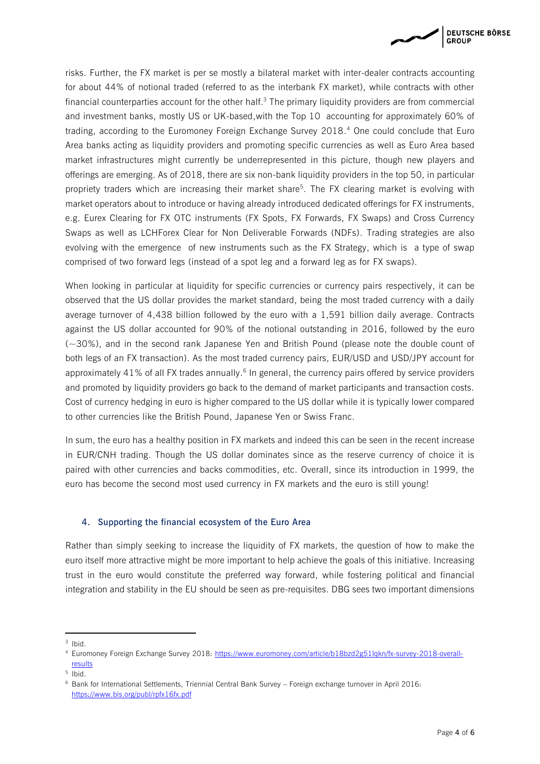risks. Further, the FX market is per se mostly a bilateral market with inter-dealer contracts accounting for about 44% of notional traded (referred to as the interbank FX market), while contracts with other financial counterparties account for the other half.[3] The primary liquidity providers are from commercial and investment banks, mostly US or UK-based,with the Top 10 accounting for approximately 60% of trading, according to the Euromoney Foreign Exchange Survey 2018.[4] One could conclude that Euro Area banks acting as liquidity providers and promoting specific currencies as well as Euro Area based market infrastructures might currently be underrepresented in this picture, though new players and offerings are emerging. As of 2018, there are six non-bank liquidity providers in the top 50, in particular propriety traders which are increasing their market share[5]. The FX clearing market is evolving with market operators about to introduce or having already introduced dedicated offerings for FX instruments, e.g. Eurex Clearing for FX OTC instruments (FX Spots, FX Forwards, FX Swaps) and Cross Currency Swaps as well as LCHForex Clear for Non Deliverable Forwards (NDFs). Trading strategies are also evolving with the emergence of new instruments such as the FX Strategy, which is a type of swap comprised of two forward legs (instead of a spot leg and a forward leg as for FX swaps).

When looking in particular at liquidity for specific currencies or currency pairs respectively, it can be observed that the US dollar provides the market standard, being the most traded currency with a daily average turnover of 4,438 billion followed by the euro with a 1,591 billion daily average. Contracts against the US dollar accounted for 90% of the notional outstanding in 2016, followed by the euro (~30%), and in the second rank Japanese Yen and British Pound (please note the double count of both legs of an FX transaction). As the most traded currency pairs, EUR/USD and USD/JPY account for approximately 41% of all FX trades annually.[6] In general, the currency pairs offered by service providers and promoted by liquidity providers go back to the demand of market participants and transaction costs. Cost of currency hedging in euro is higher compared to the US dollar while it is typically lower compared to other currencies like the British Pound, Japanese Yen or Swiss Franc.

In sum, the euro has a healthy position in FX markets and indeed this can be seen in the recent increase in EUR/CNH trading. Though the US dollar dominates since as the reserve currency of choice it is paired with other currencies and backs commodities, etc. Overall, since its introduction in 1999, the euro has become the second most used currency in FX markets and the euro is still young!

## 4. Supporting the financial ecosystem of the Euro Area

Rather than simply seeking to increase the liquidity of FX markets, the question of how to make the euro itself more attractive might be more important to help achieve the goals of this initiative. Increasing trust in the euro would constitute the preferred way forward, while fostering political and financial integration and stability in the EU should be seen as pre-requisites. DBG sees two important dimensions

---

[3] Ibid.

[4] Euromoney Foreign Exchange Survey 2018: https://www.euromoney.com/article/b18bzd2g51lqkn/fx-survey-2018-overall-results

[5] Ibid.

[6] Bank for International Settlements, Triennial Central Bank Survey – Foreign exchange turnover in April 2016: https://www.bis.org/publ/rpfx16fx.pdf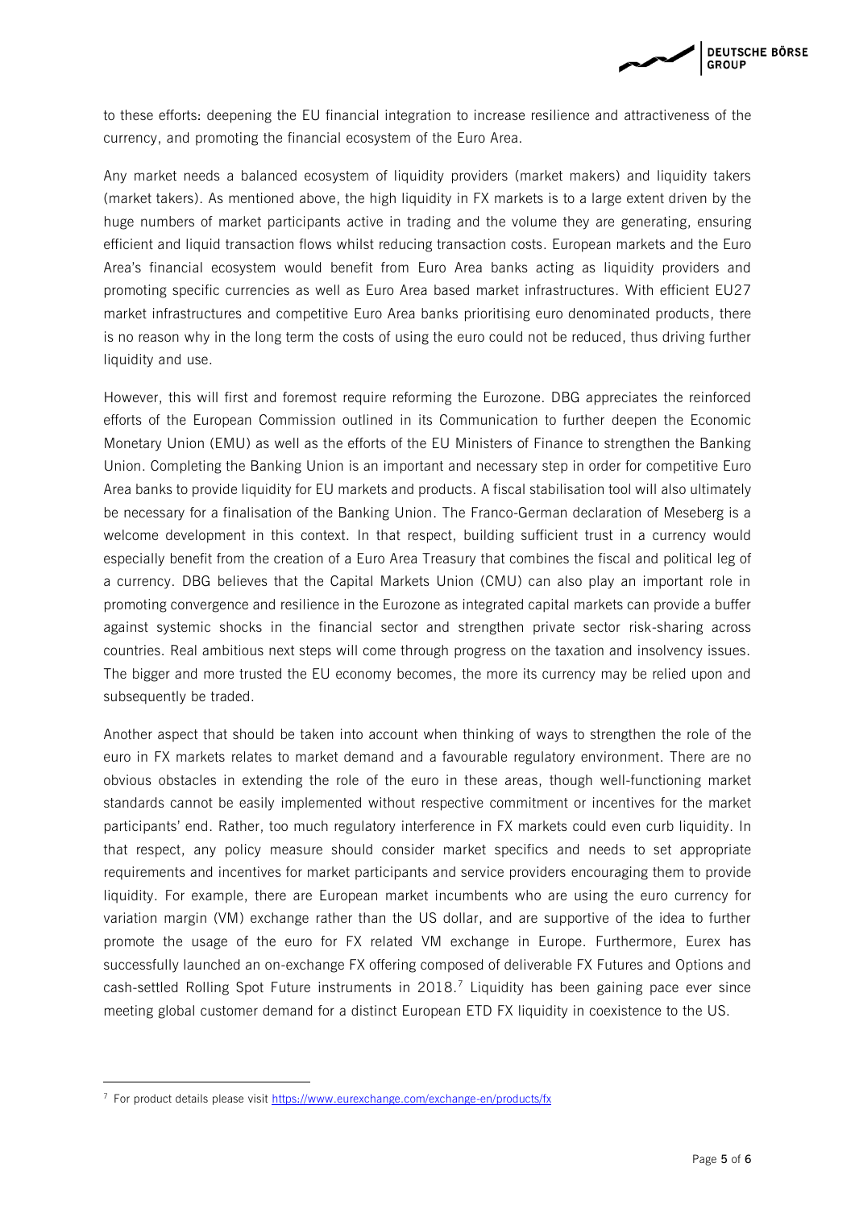to these efforts: deepening the EU financial integration to increase resilience and attractiveness of the currency, and promoting the financial ecosystem of the Euro Area.

Any market needs a balanced ecosystem of liquidity providers (market makers) and liquidity takers (market takers). As mentioned above, the high liquidity in FX markets is to a large extent driven by the huge numbers of market participants active in trading and the volume they are generating, ensuring efficient and liquid transaction flows whilst reducing transaction costs. European markets and the Euro Area's financial ecosystem would benefit from Euro Area banks acting as liquidity providers and promoting specific currencies as well as Euro Area based market infrastructures. With efficient EU27 market infrastructures and competitive Euro Area banks prioritising euro denominated products, there is no reason why in the long term the costs of using the euro could not be reduced, thus driving further liquidity and use.

However, this will first and foremost require reforming the Eurozone. DBG appreciates the reinforced efforts of the European Commission outlined in its Communication to further deepen the Economic Monetary Union (EMU) as well as the efforts of the EU Ministers of Finance to strengthen the Banking Union. Completing the Banking Union is an important and necessary step in order for competitive Euro Area banks to provide liquidity for EU markets and products. A fiscal stabilisation tool will also ultimately be necessary for a finalisation of the Banking Union. The Franco-German declaration of Meseberg is a welcome development in this context. In that respect, building sufficient trust in a currency would especially benefit from the creation of a Euro Area Treasury that combines the fiscal and political leg of a currency. DBG believes that the Capital Markets Union (CMU) can also play an important role in promoting convergence and resilience in the Eurozone as integrated capital markets can provide a buffer against systemic shocks in the financial sector and strengthen private sector risk-sharing across countries. Real ambitious next steps will come through progress on the taxation and insolvency issues. The bigger and more trusted the EU economy becomes, the more its currency may be relied upon and subsequently be traded.

Another aspect that should be taken into account when thinking of ways to strengthen the role of the euro in FX markets relates to market demand and a favourable regulatory environment. There are no obvious obstacles in extending the role of the euro in these areas, though well-functioning market standards cannot be easily implemented without respective commitment or incentives for the market participants' end. Rather, too much regulatory interference in FX markets could even curb liquidity. In that respect, any policy measure should consider market specifics and needs to set appropriate requirements and incentives for market participants and service providers encouraging them to provide liquidity. For example, there are European market incumbents who are using the euro currency for variation margin (VM) exchange rather than the US dollar, and are supportive of the idea to further promote the usage of the euro for FX related VM exchange in Europe. Furthermore, Eurex has successfully launched an on-exchange FX offering composed of deliverable FX Futures and Options and cash-settled Rolling Spot Future instruments in 2018.[7] Liquidity has been gaining pace ever since meeting global customer demand for a distinct European ETD FX liquidity in coexistence to the US.

[7] For product details please visit https://www.eurexchange.com/exchange-en/products/fx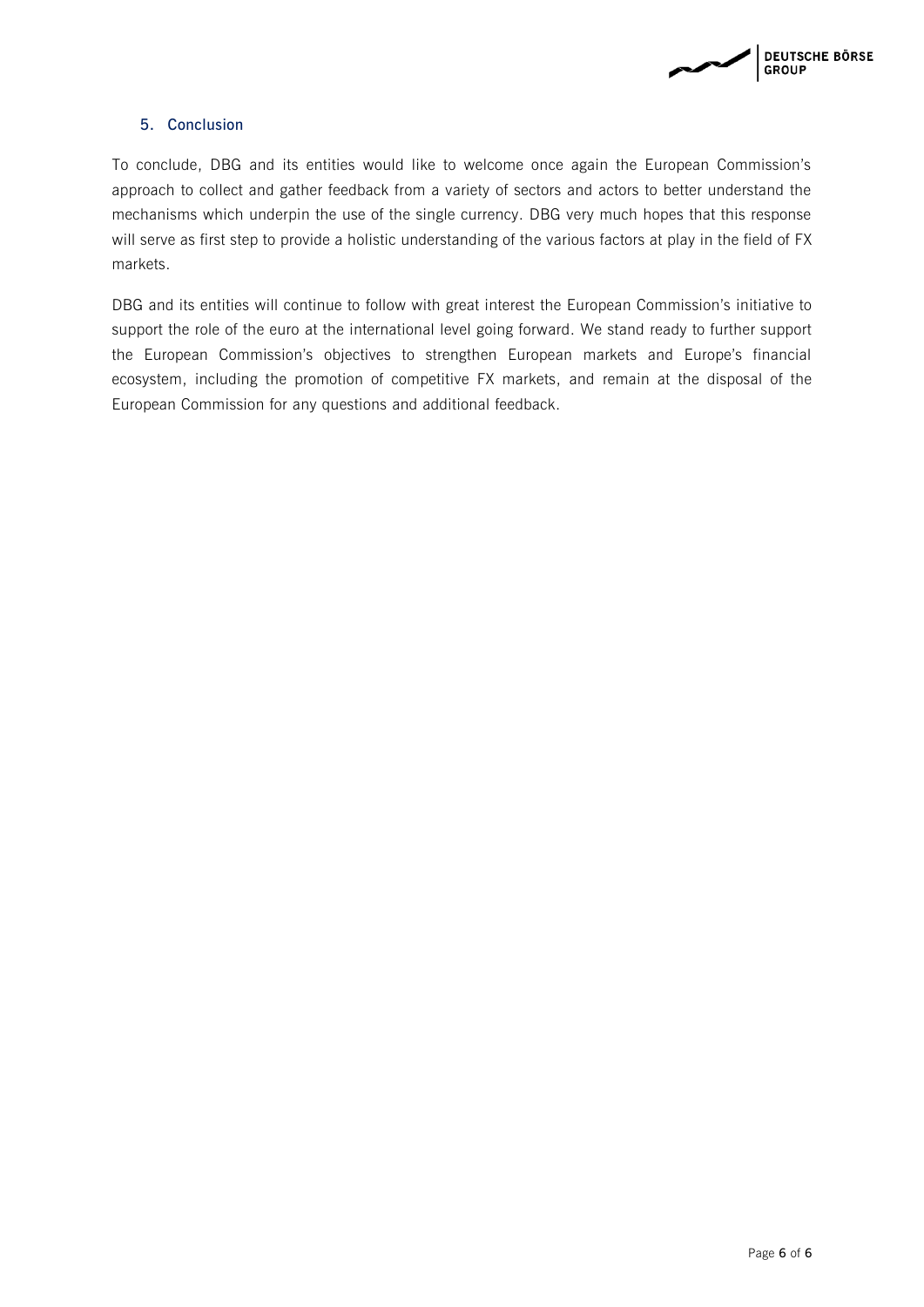## 5. Conclusion

To conclude, DBG and its entities would like to welcome once again the European Commission's approach to collect and gather feedback from a variety of sectors and actors to better understand the mechanisms which underpin the use of the single currency. DBG very much hopes that this response will serve as first step to provide a holistic understanding of the various factors at play in the field of FX markets.

DBG and its entities will continue to follow with great interest the European Commission's initiative to support the role of the euro at the international level going forward. We stand ready to further support the European Commission's objectives to strengthen European markets and Europe's financial ecosystem, including the promotion of competitive FX markets, and remain at the disposal of the European Commission for any questions and additional feedback.